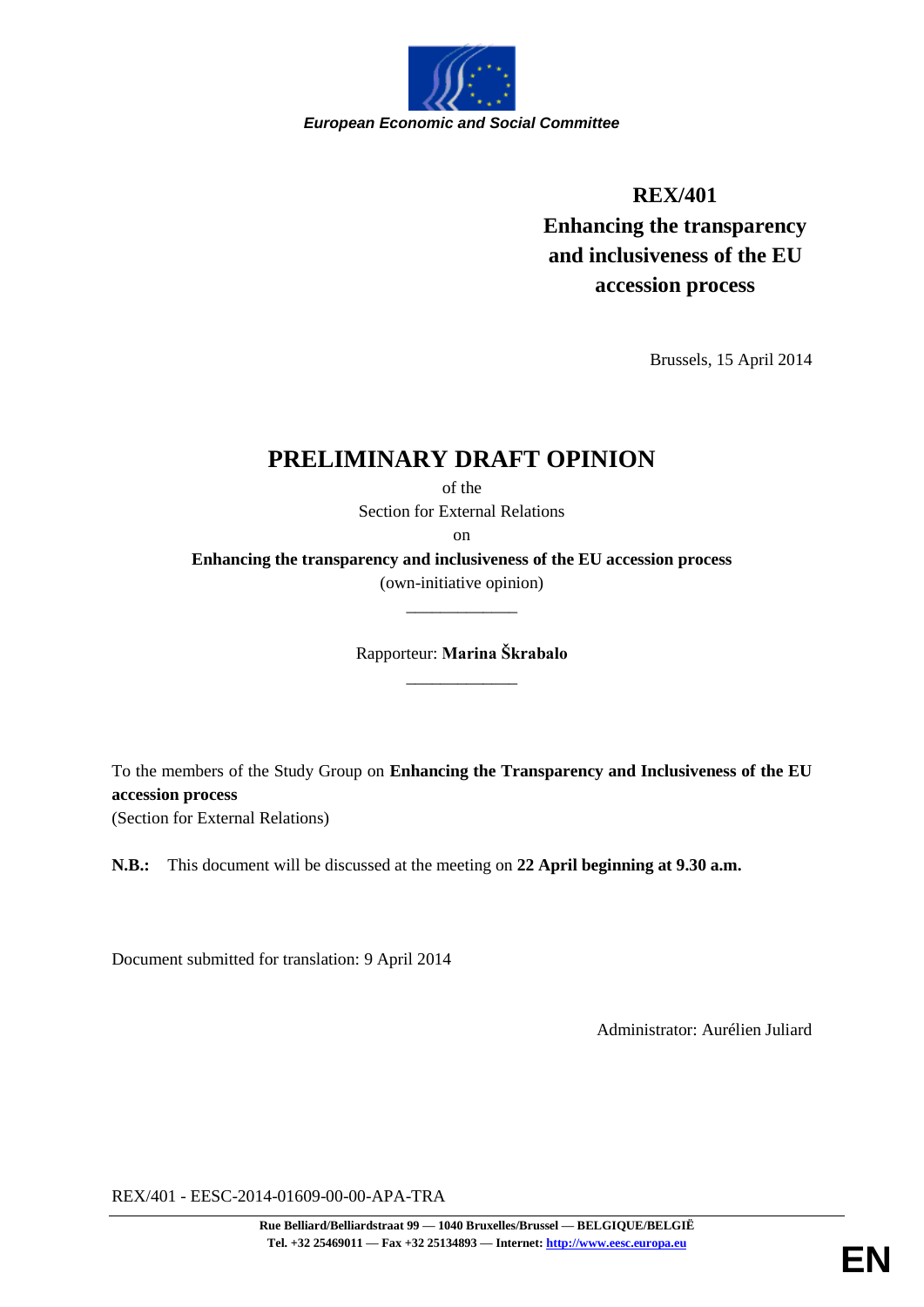*European Economic and Social Committee*

**REX/401**
**Enhancing the transparency and inclusiveness of the EU accession process**

Brussels, 15 April 2014

# PRELIMINARY DRAFT OPINION

of the
Section for External Relations
on
**Enhancing the transparency and inclusiveness of the EU accession process**
(own-initiative opinion)

_____________

Rapporteur: **Marina Škrabalo**

_____________

To the members of the Study Group on **Enhancing the Transparency and Inclusiveness of the EU accession process**
(Section for External Relations)

**N.B.:** This document will be discussed at the meeting on **22 April beginning at 9.30 a.m.**

Document submitted for translation: 9 April 2014

Administrator: Aurélien Juliard

REX/401 - EESC-2014-01609-00-00-APA-TRA

**Rue Belliard/Belliardstraat 99 — 1040 Bruxelles/Brussel — BELGIQUE/BELGIË**
**Tel. +32 25469011 — Fax +32 25134893 — Internet: http://www.eesc.europa.eu**

**EN**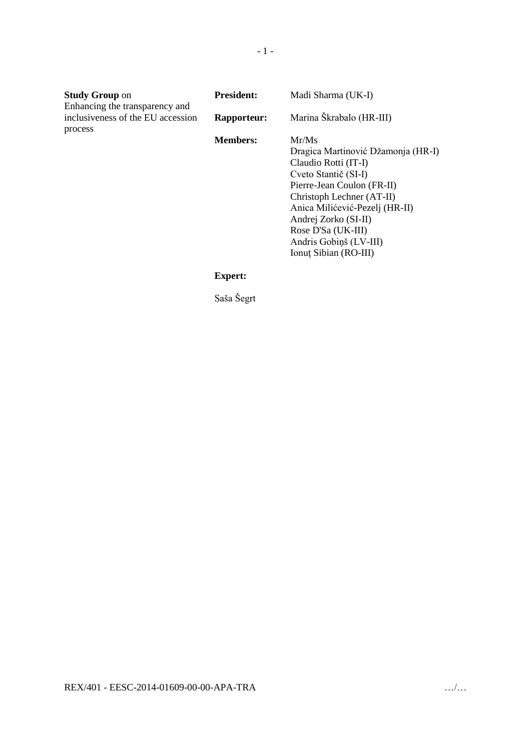**Study Group** on
Enhancing the transparency and inclusiveness of the EU accession process

**President:** Madi Sharma (UK-I)

**Rapporteur:** Marina Škrabalo (HR-III)

**Members:** Mr/Ms
Dragica Martinović Džamonja (HR-I)
Claudio Rotti (IT-I)
Cveto Stantič (SI-I)
Pierre-Jean Coulon (FR-II)
Christoph Lechner (AT-II)
Anica Milićević-Pezelj (HR-II)
Andrej Zorko (SI-II)
Rose D'Sa (UK-III)
Andris Gobiņš (LV-III)
Ionuț Sibian (RO-III)

**Expert:**

Saša Šegrt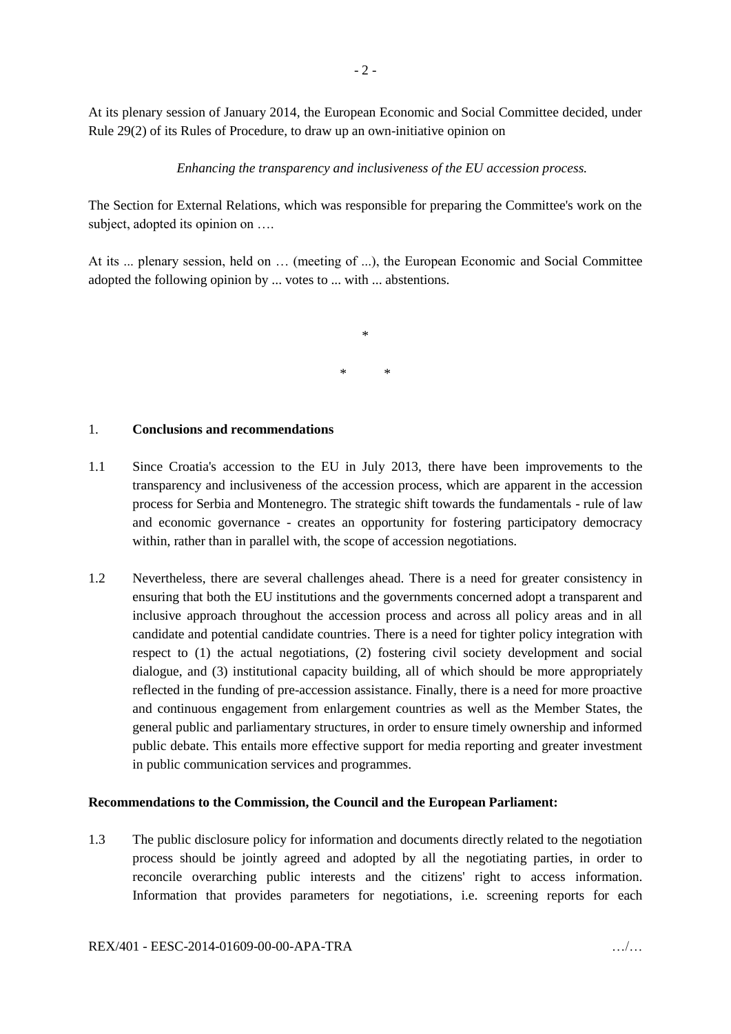At its plenary session of January 2014, the European Economic and Social Committee decided, under Rule 29(2) of its Rules of Procedure, to draw up an own-initiative opinion on

*Enhancing the transparency and inclusiveness of the EU accession process.*

The Section for External Relations, which was responsible for preparing the Committee's work on the subject, adopted its opinion on ….

At its ... plenary session, held on … (meeting of ...), the European Economic and Social Committee adopted the following opinion by ... votes to ... with ... abstentions.

\*

\* \*

## 1. **Conclusions and recommendations**

1.1 Since Croatia's accession to the EU in July 2013, there have been improvements to the transparency and inclusiveness of the accession process, which are apparent in the accession process for Serbia and Montenegro. The strategic shift towards the fundamentals - rule of law and economic governance - creates an opportunity for fostering participatory democracy within, rather than in parallel with, the scope of accession negotiations.

1.2 Nevertheless, there are several challenges ahead. There is a need for greater consistency in ensuring that both the EU institutions and the governments concerned adopt a transparent and inclusive approach throughout the accession process and across all policy areas and in all candidate and potential candidate countries. There is a need for tighter policy integration with respect to (1) the actual negotiations, (2) fostering civil society development and social dialogue, and (3) institutional capacity building, all of which should be more appropriately reflected in the funding of pre-accession assistance. Finally, there is a need for more proactive and continuous engagement from enlargement countries as well as the Member States, the general public and parliamentary structures, in order to ensure timely ownership and informed public debate. This entails more effective support for media reporting and greater investment in public communication services and programmes.

**Recommendations to the Commission, the Council and the European Parliament:**

1.3 The public disclosure policy for information and documents directly related to the negotiation process should be jointly agreed and adopted by all the negotiating parties, in order to reconcile overarching public interests and the citizens' right to access information. Information that provides parameters for negotiations, i.e. screening reports for each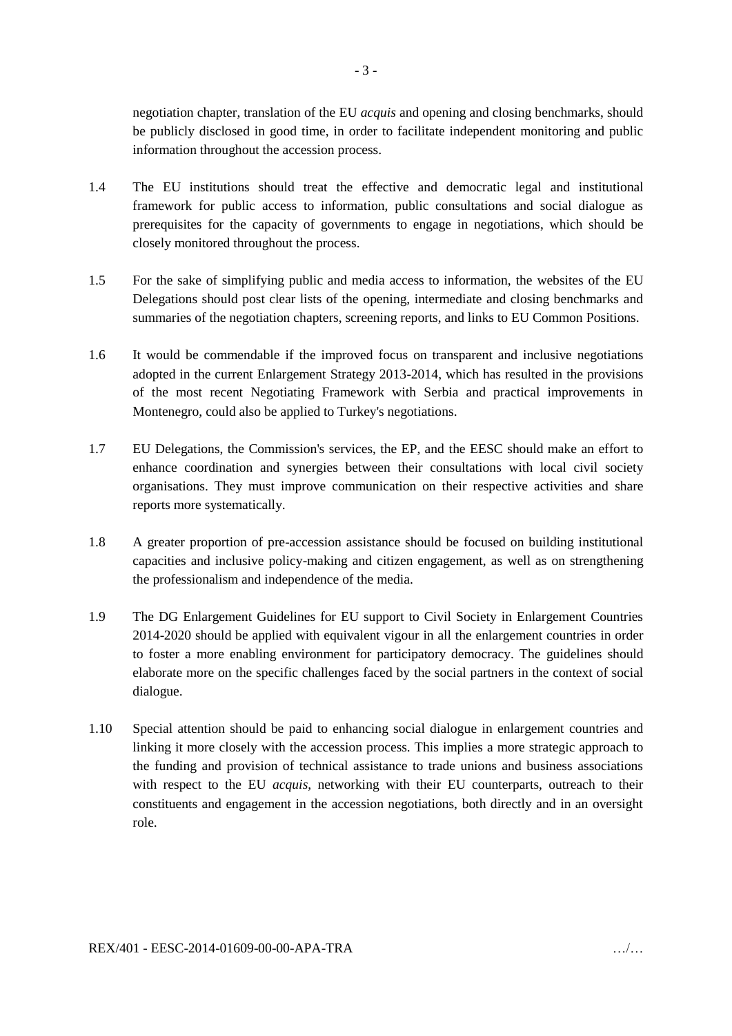negotiation chapter, translation of the EU *acquis* and opening and closing benchmarks, should be publicly disclosed in good time, in order to facilitate independent monitoring and public information throughout the accession process.

1.4 The EU institutions should treat the effective and democratic legal and institutional framework for public access to information, public consultations and social dialogue as prerequisites for the capacity of governments to engage in negotiations, which should be closely monitored throughout the process.

1.5 For the sake of simplifying public and media access to information, the websites of the EU Delegations should post clear lists of the opening, intermediate and closing benchmarks and summaries of the negotiation chapters, screening reports, and links to EU Common Positions.

1.6 It would be commendable if the improved focus on transparent and inclusive negotiations adopted in the current Enlargement Strategy 2013-2014, which has resulted in the provisions of the most recent Negotiating Framework with Serbia and practical improvements in Montenegro, could also be applied to Turkey's negotiations.

1.7 EU Delegations, the Commission's services, the EP, and the EESC should make an effort to enhance coordination and synergies between their consultations with local civil society organisations. They must improve communication on their respective activities and share reports more systematically.

1.8 A greater proportion of pre-accession assistance should be focused on building institutional capacities and inclusive policy-making and citizen engagement, as well as on strengthening the professionalism and independence of the media.

1.9 The DG Enlargement Guidelines for EU support to Civil Society in Enlargement Countries 2014-2020 should be applied with equivalent vigour in all the enlargement countries in order to foster a more enabling environment for participatory democracy. The guidelines should elaborate more on the specific challenges faced by the social partners in the context of social dialogue.

1.10 Special attention should be paid to enhancing social dialogue in enlargement countries and linking it more closely with the accession process. This implies a more strategic approach to the funding and provision of technical assistance to trade unions and business associations with respect to the EU *acquis*, networking with their EU counterparts, outreach to their constituents and engagement in the accession negotiations, both directly and in an oversight role.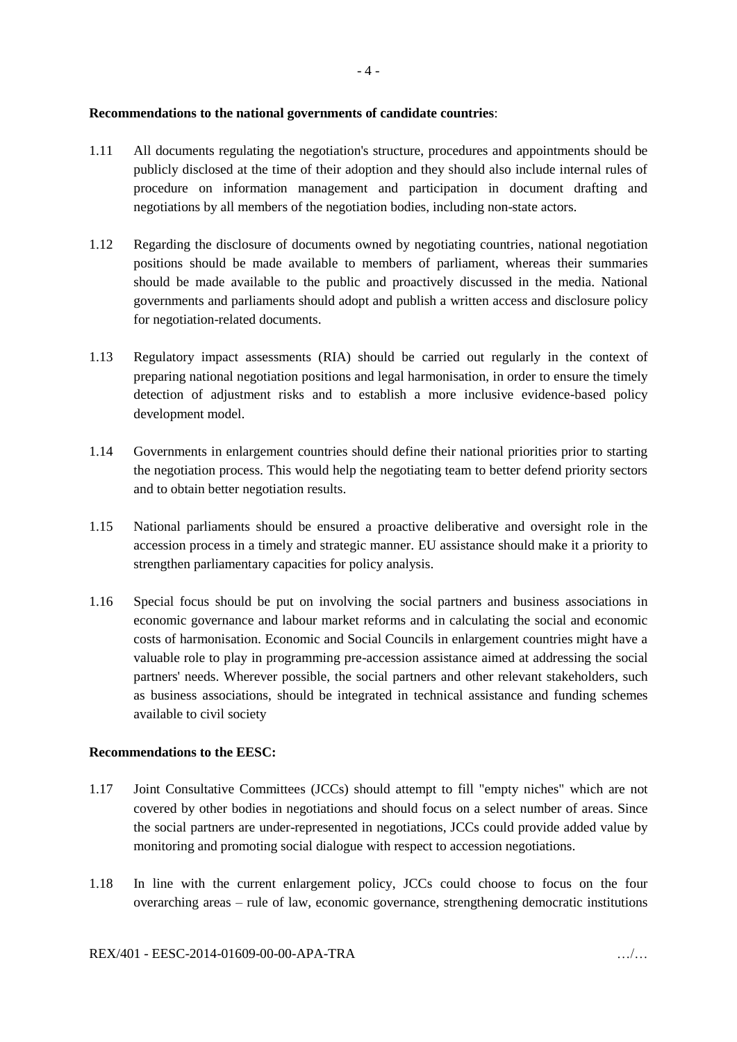**Recommendations to the national governments of candidate countries**:

1.11 All documents regulating the negotiation's structure, procedures and appointments should be publicly disclosed at the time of their adoption and they should also include internal rules of procedure on information management and participation in document drafting and negotiations by all members of the negotiation bodies, including non-state actors.

1.12 Regarding the disclosure of documents owned by negotiating countries, national negotiation positions should be made available to members of parliament, whereas their summaries should be made available to the public and proactively discussed in the media. National governments and parliaments should adopt and publish a written access and disclosure policy for negotiation-related documents.

1.13 Regulatory impact assessments (RIA) should be carried out regularly in the context of preparing national negotiation positions and legal harmonisation, in order to ensure the timely detection of adjustment risks and to establish a more inclusive evidence-based policy development model.

1.14 Governments in enlargement countries should define their national priorities prior to starting the negotiation process. This would help the negotiating team to better defend priority sectors and to obtain better negotiation results.

1.15 National parliaments should be ensured a proactive deliberative and oversight role in the accession process in a timely and strategic manner. EU assistance should make it a priority to strengthen parliamentary capacities for policy analysis.

1.16 Special focus should be put on involving the social partners and business associations in economic governance and labour market reforms and in calculating the social and economic costs of harmonisation. Economic and Social Councils in enlargement countries might have a valuable role to play in programming pre-accession assistance aimed at addressing the social partners' needs. Wherever possible, the social partners and other relevant stakeholders, such as business associations, should be integrated in technical assistance and funding schemes available to civil society

**Recommendations to the EESC:**

1.17 Joint Consultative Committees (JCCs) should attempt to fill "empty niches" which are not covered by other bodies in negotiations and should focus on a select number of areas. Since the social partners are under-represented in negotiations, JCCs could provide added value by monitoring and promoting social dialogue with respect to accession negotiations.

1.18 In line with the current enlargement policy, JCCs could choose to focus on the four overarching areas – rule of law, economic governance, strengthening democratic institutions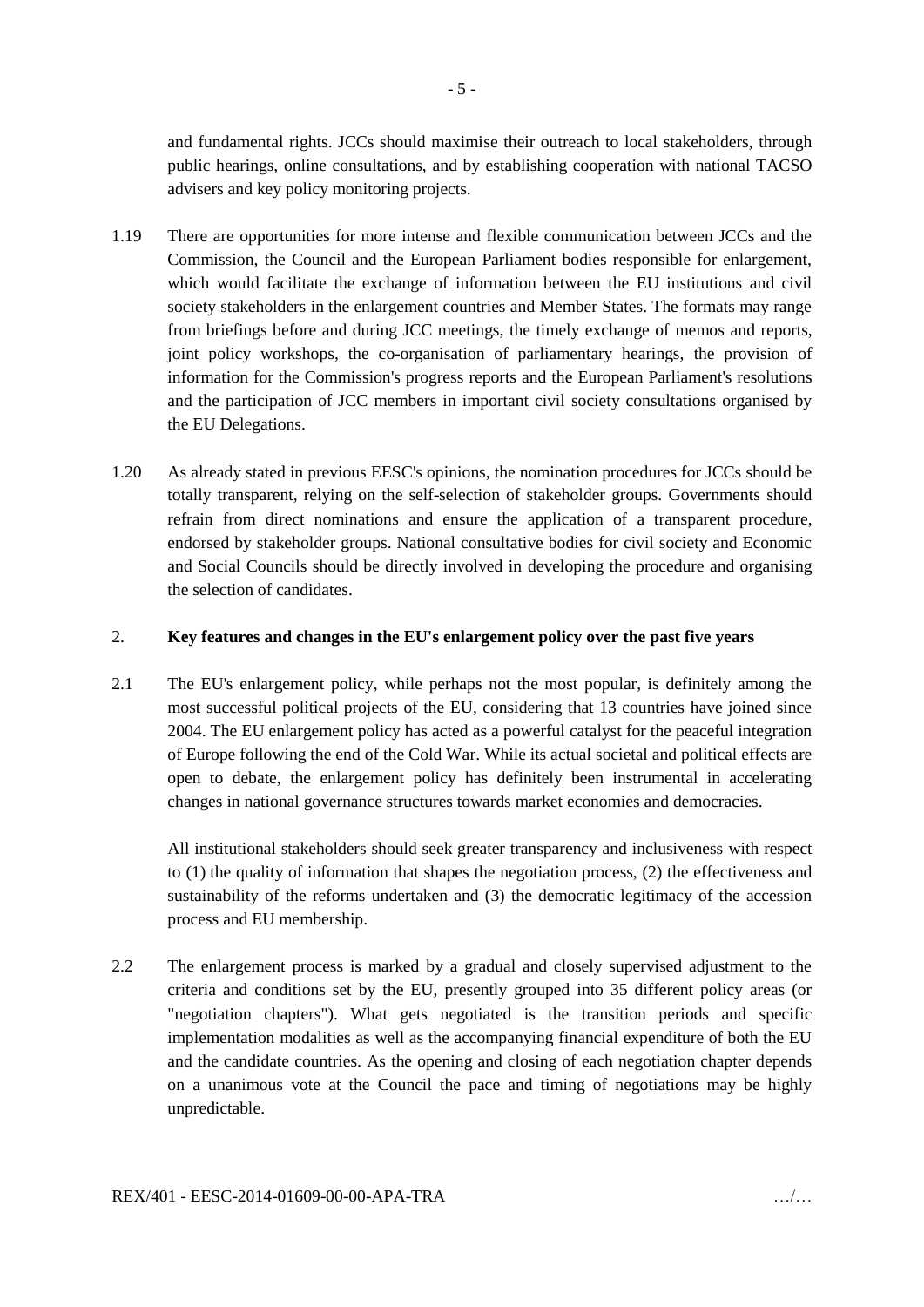and fundamental rights. JCCs should maximise their outreach to local stakeholders, through public hearings, online consultations, and by establishing cooperation with national TACSO advisers and key policy monitoring projects.

1.19 There are opportunities for more intense and flexible communication between JCCs and the Commission, the Council and the European Parliament bodies responsible for enlargement, which would facilitate the exchange of information between the EU institutions and civil society stakeholders in the enlargement countries and Member States. The formats may range from briefings before and during JCC meetings, the timely exchange of memos and reports, joint policy workshops, the co-organisation of parliamentary hearings, the provision of information for the Commission's progress reports and the European Parliament's resolutions and the participation of JCC members in important civil society consultations organised by the EU Delegations.

1.20 As already stated in previous EESC's opinions, the nomination procedures for JCCs should be totally transparent, relying on the self-selection of stakeholder groups. Governments should refrain from direct nominations and ensure the application of a transparent procedure, endorsed by stakeholder groups. National consultative bodies for civil society and Economic and Social Councils should be directly involved in developing the procedure and organising the selection of candidates.

## 2. Key features and changes in the EU's enlargement policy over the past five years

2.1 The EU's enlargement policy, while perhaps not the most popular, is definitely among the most successful political projects of the EU, considering that 13 countries have joined since 2004. The EU enlargement policy has acted as a powerful catalyst for the peaceful integration of Europe following the end of the Cold War. While its actual societal and political effects are open to debate, the enlargement policy has definitely been instrumental in accelerating changes in national governance structures towards market economies and democracies.

All institutional stakeholders should seek greater transparency and inclusiveness with respect to (1) the quality of information that shapes the negotiation process, (2) the effectiveness and sustainability of the reforms undertaken and (3) the democratic legitimacy of the accession process and EU membership.

2.2 The enlargement process is marked by a gradual and closely supervised adjustment to the criteria and conditions set by the EU, presently grouped into 35 different policy areas (or "negotiation chapters"). What gets negotiated is the transition periods and specific implementation modalities as well as the accompanying financial expenditure of both the EU and the candidate countries. As the opening and closing of each negotiation chapter depends on a unanimous vote at the Council the pace and timing of negotiations may be highly unpredictable.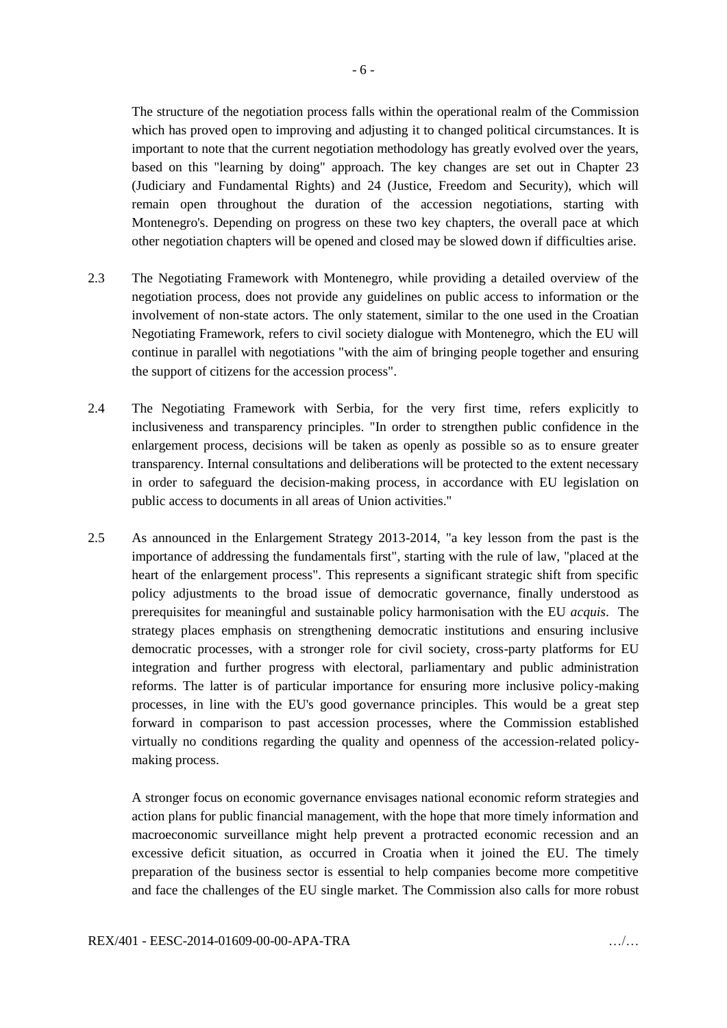The structure of the negotiation process falls within the operational realm of the Commission which has proved open to improving and adjusting it to changed political circumstances. It is important to note that the current negotiation methodology has greatly evolved over the years, based on this "learning by doing" approach. The key changes are set out in Chapter 23 (Judiciary and Fundamental Rights) and 24 (Justice, Freedom and Security), which will remain open throughout the duration of the accession negotiations, starting with Montenegro's. Depending on progress on these two key chapters, the overall pace at which other negotiation chapters will be opened and closed may be slowed down if difficulties arise.

2.3 The Negotiating Framework with Montenegro, while providing a detailed overview of the negotiation process, does not provide any guidelines on public access to information or the involvement of non-state actors. The only statement, similar to the one used in the Croatian Negotiating Framework, refers to civil society dialogue with Montenegro, which the EU will continue in parallel with negotiations "with the aim of bringing people together and ensuring the support of citizens for the accession process".

2.4 The Negotiating Framework with Serbia, for the very first time, refers explicitly to inclusiveness and transparency principles. "In order to strengthen public confidence in the enlargement process, decisions will be taken as openly as possible so as to ensure greater transparency. Internal consultations and deliberations will be protected to the extent necessary in order to safeguard the decision-making process, in accordance with EU legislation on public access to documents in all areas of Union activities."

2.5 As announced in the Enlargement Strategy 2013-2014, "a key lesson from the past is the importance of addressing the fundamentals first", starting with the rule of law, "placed at the heart of the enlargement process". This represents a significant strategic shift from specific policy adjustments to the broad issue of democratic governance, finally understood as prerequisites for meaningful and sustainable policy harmonisation with the EU *acquis*. The strategy places emphasis on strengthening democratic institutions and ensuring inclusive democratic processes, with a stronger role for civil society, cross-party platforms for EU integration and further progress with electoral, parliamentary and public administration reforms. The latter is of particular importance for ensuring more inclusive policy-making processes, in line with the EU's good governance principles. This would be a great step forward in comparison to past accession processes, where the Commission established virtually no conditions regarding the quality and openness of the accession-related policy-making process.

A stronger focus on economic governance envisages national economic reform strategies and action plans for public financial management, with the hope that more timely information and macroeconomic surveillance might help prevent a protracted economic recession and an excessive deficit situation, as occurred in Croatia when it joined the EU. The timely preparation of the business sector is essential to help companies become more competitive and face the challenges of the EU single market. The Commission also calls for more robust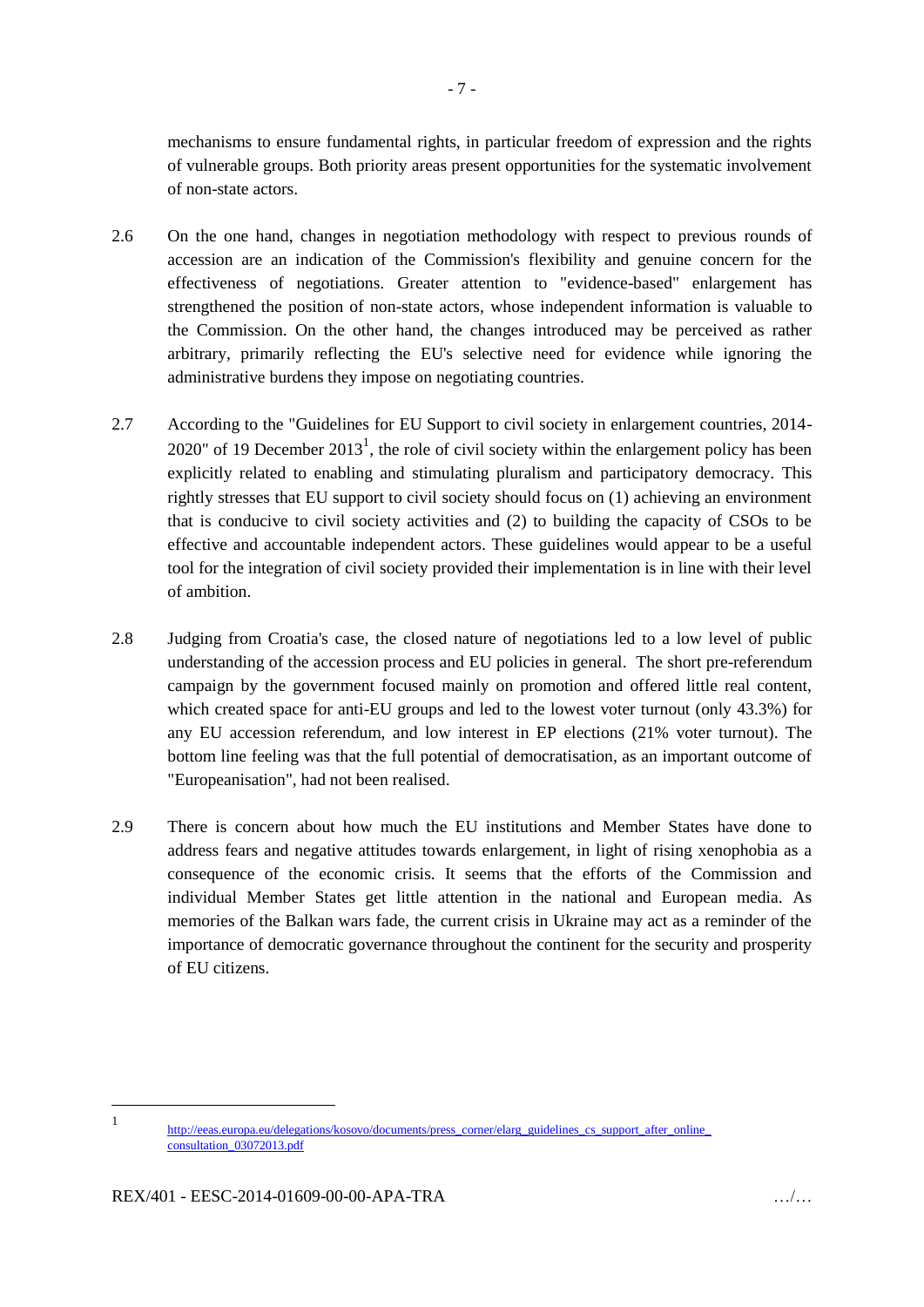mechanisms to ensure fundamental rights, in particular freedom of expression and the rights of vulnerable groups. Both priority areas present opportunities for the systematic involvement of non-state actors.

2.6 On the one hand, changes in negotiation methodology with respect to previous rounds of accession are an indication of the Commission's flexibility and genuine concern for the effectiveness of negotiations. Greater attention to "evidence-based" enlargement has strengthened the position of non-state actors, whose independent information is valuable to the Commission. On the other hand, the changes introduced may be perceived as rather arbitrary, primarily reflecting the EU's selective need for evidence while ignoring the administrative burdens they impose on negotiating countries.

2.7 According to the "Guidelines for EU Support to civil society in enlargement countries, 2014-2020" of 19 December 2013[1], the role of civil society within the enlargement policy has been explicitly related to enabling and stimulating pluralism and participatory democracy. This rightly stresses that EU support to civil society should focus on (1) achieving an environment that is conducive to civil society activities and (2) to building the capacity of CSOs to be effective and accountable independent actors. These guidelines would appear to be a useful tool for the integration of civil society provided their implementation is in line with their level of ambition.

2.8 Judging from Croatia's case, the closed nature of negotiations led to a low level of public understanding of the accession process and EU policies in general. The short pre-referendum campaign by the government focused mainly on promotion and offered little real content, which created space for anti-EU groups and led to the lowest voter turnout (only 43.3%) for any EU accession referendum, and low interest in EP elections (21% voter turnout). The bottom line feeling was that the full potential of democratisation, as an important outcome of "Europeanisation", had not been realised.

2.9 There is concern about how much the EU institutions and Member States have done to address fears and negative attitudes towards enlargement, in light of rising xenophobia as a consequence of the economic crisis. It seems that the efforts of the Commission and individual Member States get little attention in the national and European media. As memories of the Balkan wars fade, the current crisis in Ukraine may act as a reminder of the importance of democratic governance throughout the continent for the security and prosperity of EU citizens.

---

[1] http://eeas.europa.eu/delegations/kosovo/documents/press_corner/elarg_guidelines_cs_support_after_online_consultation_03072013.pdf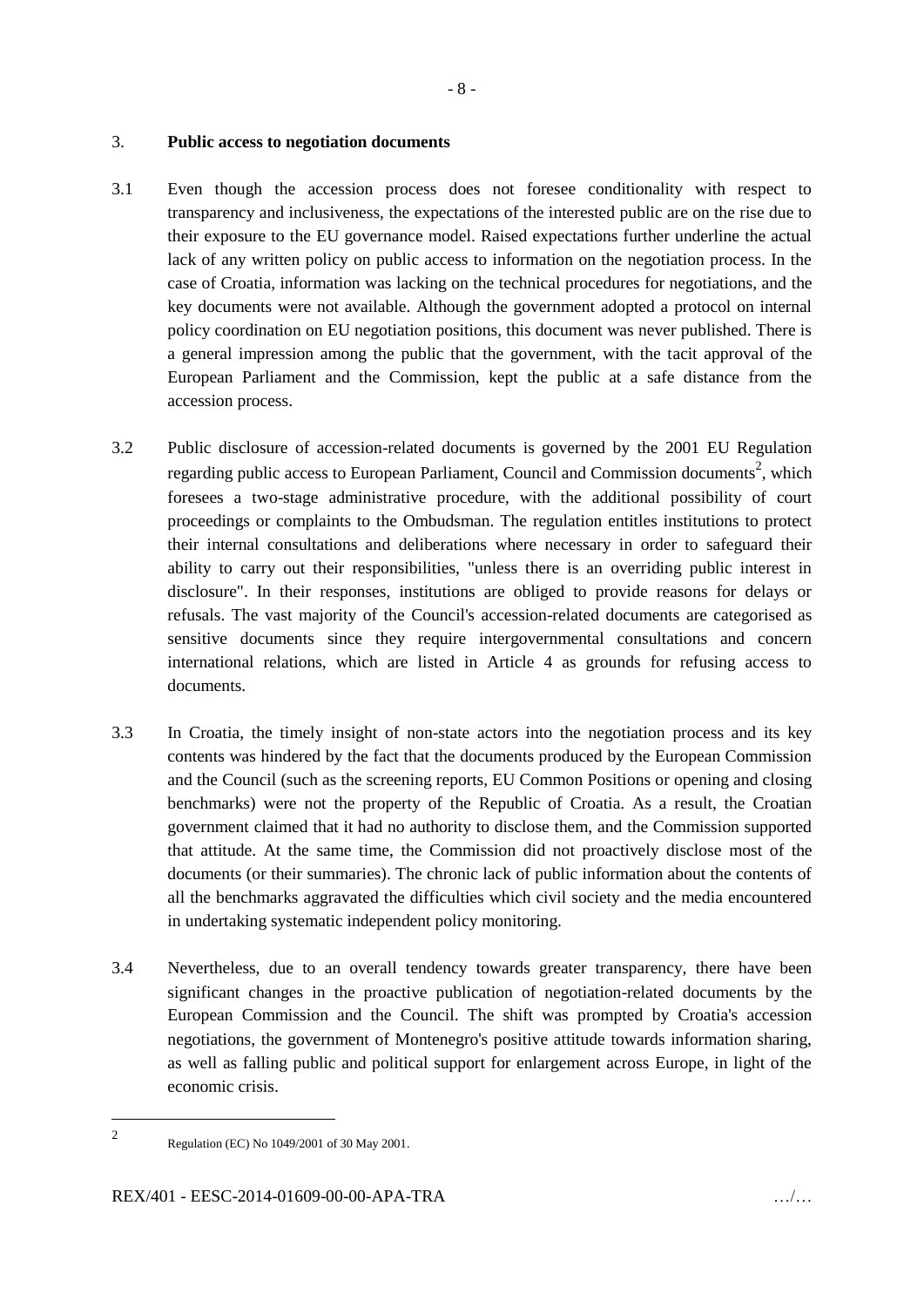## 3. **Public access to negotiation documents**

3.1 Even though the accession process does not foresee conditionality with respect to transparency and inclusiveness, the expectations of the interested public are on the rise due to their exposure to the EU governance model. Raised expectations further underline the actual lack of any written policy on public access to information on the negotiation process. In the case of Croatia, information was lacking on the technical procedures for negotiations, and the key documents were not available. Although the government adopted a protocol on internal policy coordination on EU negotiation positions, this document was never published. There is a general impression among the public that the government, with the tacit approval of the European Parliament and the Commission, kept the public at a safe distance from the accession process.

3.2 Public disclosure of accession-related documents is governed by the 2001 EU Regulation regarding public access to European Parliament, Council and Commission documents[2], which foresees a two-stage administrative procedure, with the additional possibility of court proceedings or complaints to the Ombudsman. The regulation entitles institutions to protect their internal consultations and deliberations where necessary in order to safeguard their ability to carry out their responsibilities, "unless there is an overriding public interest in disclosure". In their responses, institutions are obliged to provide reasons for delays or refusals. The vast majority of the Council's accession-related documents are categorised as sensitive documents since they require intergovernmental consultations and concern international relations, which are listed in Article 4 as grounds for refusing access to documents.

3.3 In Croatia, the timely insight of non-state actors into the negotiation process and its key contents was hindered by the fact that the documents produced by the European Commission and the Council (such as the screening reports, EU Common Positions or opening and closing benchmarks) were not the property of the Republic of Croatia. As a result, the Croatian government claimed that it had no authority to disclose them, and the Commission supported that attitude. At the same time, the Commission did not proactively disclose most of the documents (or their summaries). The chronic lack of public information about the contents of all the benchmarks aggravated the difficulties which civil society and the media encountered in undertaking systematic independent policy monitoring.

3.4 Nevertheless, due to an overall tendency towards greater transparency, there have been significant changes in the proactive publication of negotiation-related documents by the European Commission and the Council. The shift was prompted by Croatia's accession negotiations, the government of Montenegro's positive attitude towards information sharing, as well as falling public and political support for enlargement across Europe, in light of the economic crisis.

---

[2] Regulation (EC) No 1049/2001 of 30 May 2001.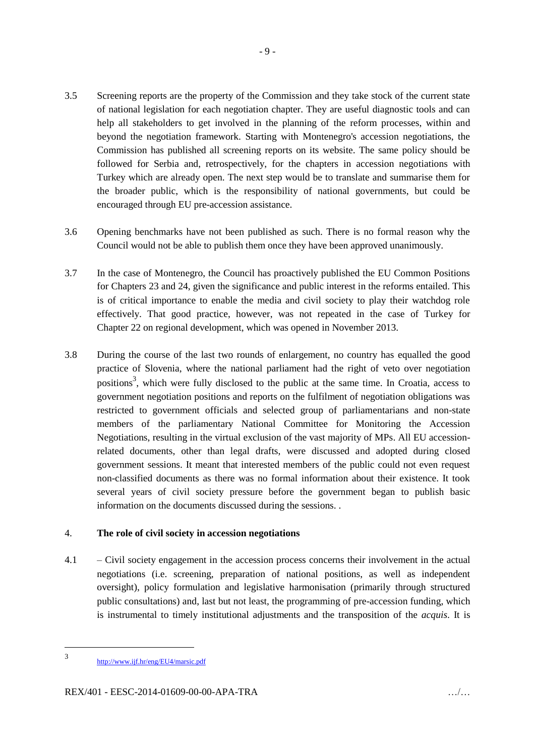3.5 Screening reports are the property of the Commission and they take stock of the current state of national legislation for each negotiation chapter. They are useful diagnostic tools and can help all stakeholders to get involved in the planning of the reform processes, within and beyond the negotiation framework. Starting with Montenegro's accession negotiations, the Commission has published all screening reports on its website. The same policy should be followed for Serbia and, retrospectively, for the chapters in accession negotiations with Turkey which are already open. The next step would be to translate and summarise them for the broader public, which is the responsibility of national governments, but could be encouraged through EU pre-accession assistance.

3.6 Opening benchmarks have not been published as such. There is no formal reason why the Council would not be able to publish them once they have been approved unanimously.

3.7 In the case of Montenegro, the Council has proactively published the EU Common Positions for Chapters 23 and 24, given the significance and public interest in the reforms entailed. This is of critical importance to enable the media and civil society to play their watchdog role effectively. That good practice, however, was not repeated in the case of Turkey for Chapter 22 on regional development, which was opened in November 2013.

3.8 During the course of the last two rounds of enlargement, no country has equalled the good practice of Slovenia, where the national parliament had the right of veto over negotiation positions[3], which were fully disclosed to the public at the same time. In Croatia, access to government negotiation positions and reports on the fulfilment of negotiation obligations was restricted to government officials and selected group of parliamentarians and non-state members of the parliamentary National Committee for Monitoring the Accession Negotiations, resulting in the virtual exclusion of the vast majority of MPs. All EU accession-related documents, other than legal drafts, were discussed and adopted during closed government sessions. It meant that interested members of the public could not even request non-classified documents as there was no formal information about their existence. It took several years of civil society pressure before the government began to publish basic information on the documents discussed during the sessions. .

## 4. The role of civil society in accession negotiations

4.1 – Civil society engagement in the accession process concerns their involvement in the actual negotiations (i.e. screening, preparation of national positions, as well as independent oversight), policy formulation and legislative harmonisation (primarily through structured public consultations) and, last but not least, the programming of pre-accession funding, which is instrumental to timely institutional adjustments and the transposition of the *acquis*. It is

---

[3] http://www.ijf.hr/eng/EU4/marsic.pdf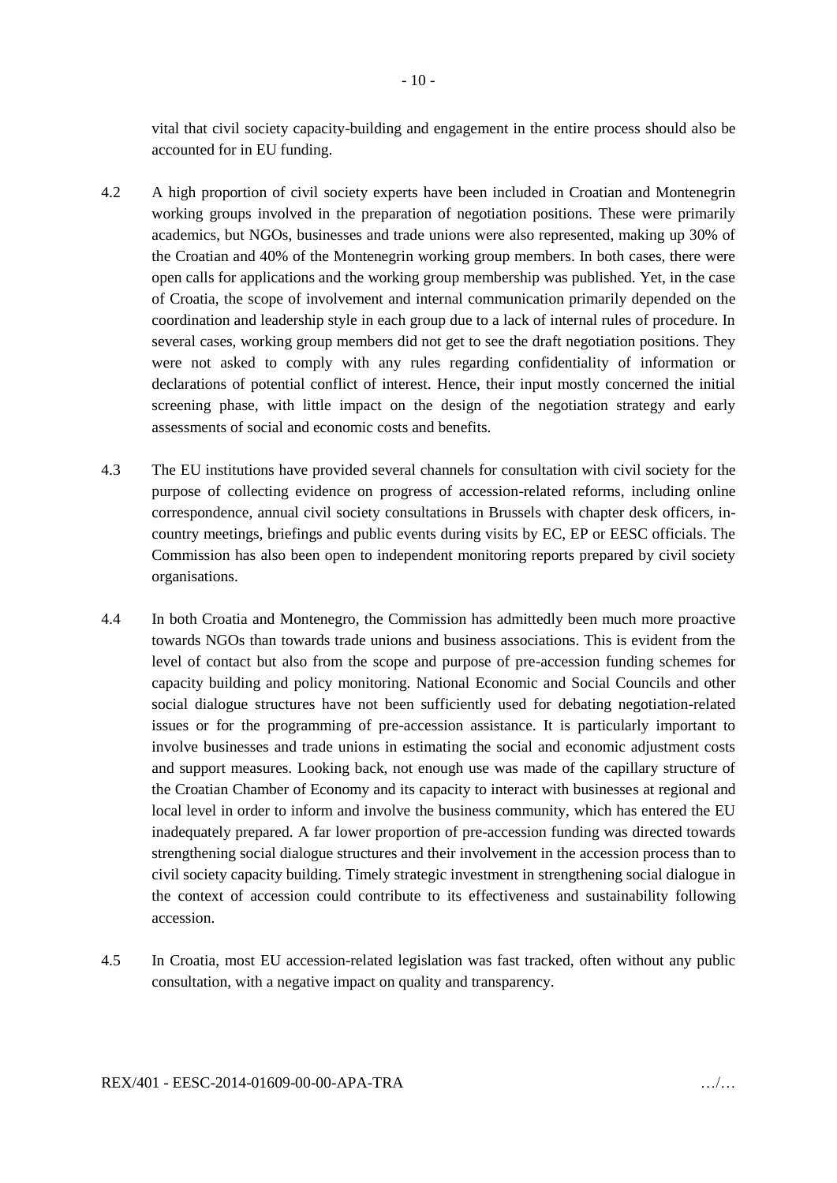vital that civil society capacity-building and engagement in the entire process should also be accounted for in EU funding.

4.2 A high proportion of civil society experts have been included in Croatian and Montenegrin working groups involved in the preparation of negotiation positions. These were primarily academics, but NGOs, businesses and trade unions were also represented, making up 30% of the Croatian and 40% of the Montenegrin working group members. In both cases, there were open calls for applications and the working group membership was published. Yet, in the case of Croatia, the scope of involvement and internal communication primarily depended on the coordination and leadership style in each group due to a lack of internal rules of procedure. In several cases, working group members did not get to see the draft negotiation positions. They were not asked to comply with any rules regarding confidentiality of information or declarations of potential conflict of interest. Hence, their input mostly concerned the initial screening phase, with little impact on the design of the negotiation strategy and early assessments of social and economic costs and benefits.

4.3 The EU institutions have provided several channels for consultation with civil society for the purpose of collecting evidence on progress of accession-related reforms, including online correspondence, annual civil society consultations in Brussels with chapter desk officers, in-country meetings, briefings and public events during visits by EC, EP or EESC officials. The Commission has also been open to independent monitoring reports prepared by civil society organisations.

4.4 In both Croatia and Montenegro, the Commission has admittedly been much more proactive towards NGOs than towards trade unions and business associations. This is evident from the level of contact but also from the scope and purpose of pre-accession funding schemes for capacity building and policy monitoring. National Economic and Social Councils and other social dialogue structures have not been sufficiently used for debating negotiation-related issues or for the programming of pre-accession assistance. It is particularly important to involve businesses and trade unions in estimating the social and economic adjustment costs and support measures. Looking back, not enough use was made of the capillary structure of the Croatian Chamber of Economy and its capacity to interact with businesses at regional and local level in order to inform and involve the business community, which has entered the EU inadequately prepared. A far lower proportion of pre-accession funding was directed towards strengthening social dialogue structures and their involvement in the accession process than to civil society capacity building. Timely strategic investment in strengthening social dialogue in the context of accession could contribute to its effectiveness and sustainability following accession.

4.5 In Croatia, most EU accession-related legislation was fast tracked, often without any public consultation, with a negative impact on quality and transparency.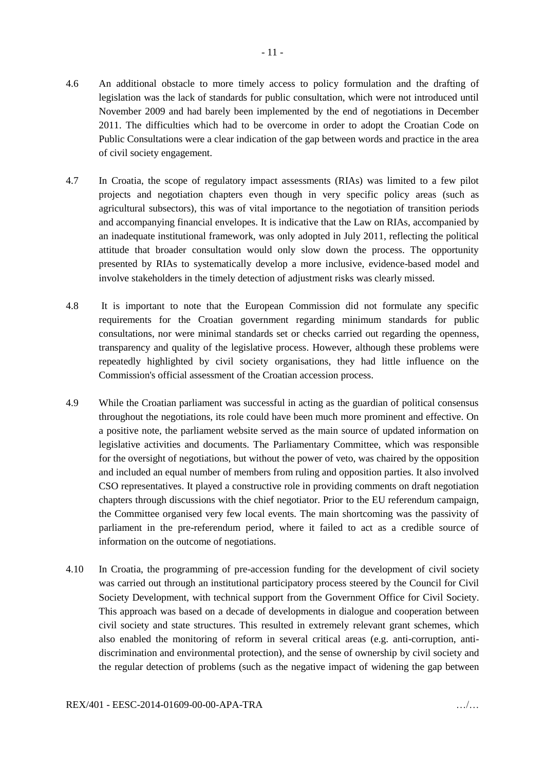4.6 An additional obstacle to more timely access to policy formulation and the drafting of legislation was the lack of standards for public consultation, which were not introduced until November 2009 and had barely been implemented by the end of negotiations in December 2011. The difficulties which had to be overcome in order to adopt the Croatian Code on Public Consultations were a clear indication of the gap between words and practice in the area of civil society engagement.

4.7 In Croatia, the scope of regulatory impact assessments (RIAs) was limited to a few pilot projects and negotiation chapters even though in very specific policy areas (such as agricultural subsectors), this was of vital importance to the negotiation of transition periods and accompanying financial envelopes. It is indicative that the Law on RIAs, accompanied by an inadequate institutional framework, was only adopted in July 2011, reflecting the political attitude that broader consultation would only slow down the process. The opportunity presented by RIAs to systematically develop a more inclusive, evidence-based model and involve stakeholders in the timely detection of adjustment risks was clearly missed.

4.8 It is important to note that the European Commission did not formulate any specific requirements for the Croatian government regarding minimum standards for public consultations, nor were minimal standards set or checks carried out regarding the openness, transparency and quality of the legislative process. However, although these problems were repeatedly highlighted by civil society organisations, they had little influence on the Commission's official assessment of the Croatian accession process.

4.9 While the Croatian parliament was successful in acting as the guardian of political consensus throughout the negotiations, its role could have been much more prominent and effective. On a positive note, the parliament website served as the main source of updated information on legislative activities and documents. The Parliamentary Committee, which was responsible for the oversight of negotiations, but without the power of veto, was chaired by the opposition and included an equal number of members from ruling and opposition parties. It also involved CSO representatives. It played a constructive role in providing comments on draft negotiation chapters through discussions with the chief negotiator. Prior to the EU referendum campaign, the Committee organised very few local events. The main shortcoming was the passivity of parliament in the pre-referendum period, where it failed to act as a credible source of information on the outcome of negotiations.

4.10 In Croatia, the programming of pre-accession funding for the development of civil society was carried out through an institutional participatory process steered by the Council for Civil Society Development, with technical support from the Government Office for Civil Society. This approach was based on a decade of developments in dialogue and cooperation between civil society and state structures. This resulted in extremely relevant grant schemes, which also enabled the monitoring of reform in several critical areas (e.g. anti-corruption, anti-discrimination and environmental protection), and the sense of ownership by civil society and the regular detection of problems (such as the negative impact of widening the gap between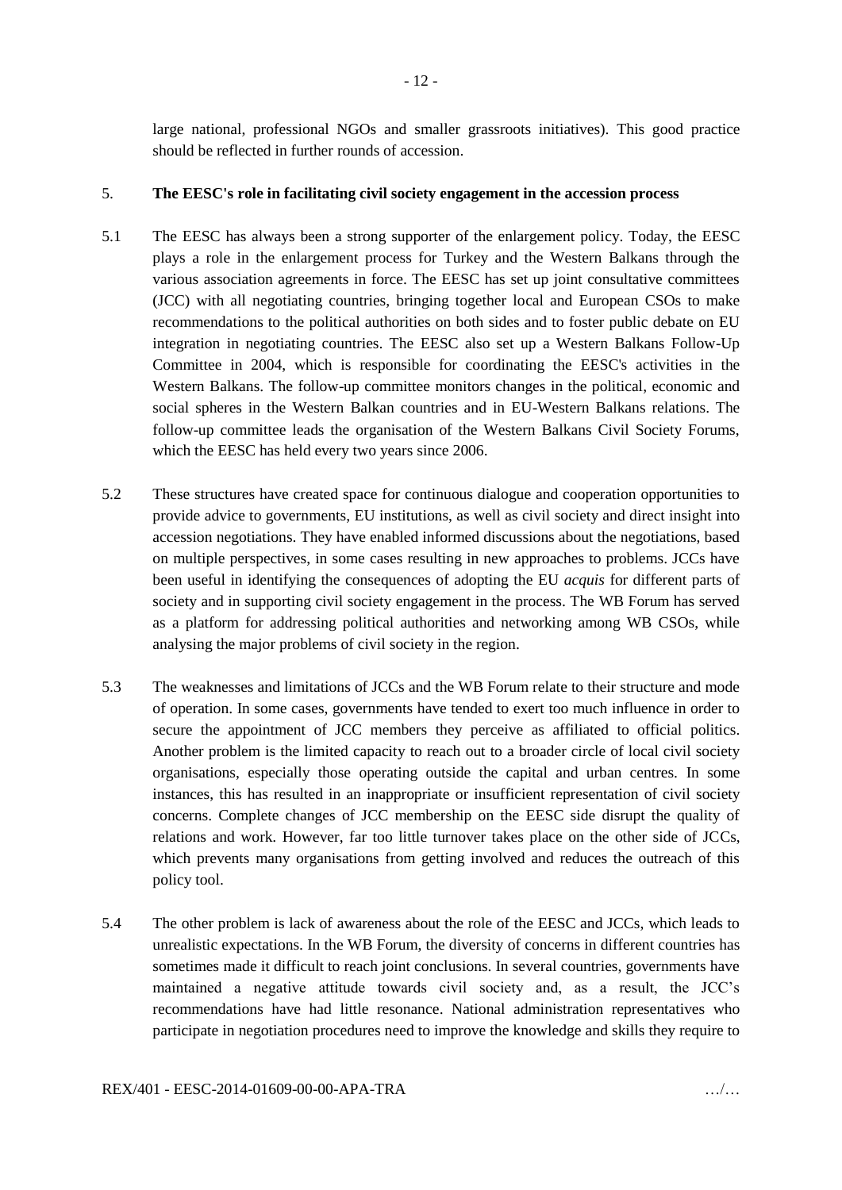large national, professional NGOs and smaller grassroots initiatives). This good practice should be reflected in further rounds of accession.

## 5. The EESC's role in facilitating civil society engagement in the accession process

5.1 The EESC has always been a strong supporter of the enlargement policy. Today, the EESC plays a role in the enlargement process for Turkey and the Western Balkans through the various association agreements in force. The EESC has set up joint consultative committees (JCC) with all negotiating countries, bringing together local and European CSOs to make recommendations to the political authorities on both sides and to foster public debate on EU integration in negotiating countries. The EESC also set up a Western Balkans Follow-Up Committee in 2004, which is responsible for coordinating the EESC's activities in the Western Balkans. The follow-up committee monitors changes in the political, economic and social spheres in the Western Balkan countries and in EU-Western Balkans relations. The follow-up committee leads the organisation of the Western Balkans Civil Society Forums, which the EESC has held every two years since 2006.

5.2 These structures have created space for continuous dialogue and cooperation opportunities to provide advice to governments, EU institutions, as well as civil society and direct insight into accession negotiations. They have enabled informed discussions about the negotiations, based on multiple perspectives, in some cases resulting in new approaches to problems. JCCs have been useful in identifying the consequences of adopting the EU *acquis* for different parts of society and in supporting civil society engagement in the process. The WB Forum has served as a platform for addressing political authorities and networking among WB CSOs, while analysing the major problems of civil society in the region.

5.3 The weaknesses and limitations of JCCs and the WB Forum relate to their structure and mode of operation. In some cases, governments have tended to exert too much influence in order to secure the appointment of JCC members they perceive as affiliated to official politics. Another problem is the limited capacity to reach out to a broader circle of local civil society organisations, especially those operating outside the capital and urban centres. In some instances, this has resulted in an inappropriate or insufficient representation of civil society concerns. Complete changes of JCC membership on the EESC side disrupt the quality of relations and work. However, far too little turnover takes place on the other side of JCCs, which prevents many organisations from getting involved and reduces the outreach of this policy tool.

5.4 The other problem is lack of awareness about the role of the EESC and JCCs, which leads to unrealistic expectations. In the WB Forum, the diversity of concerns in different countries has sometimes made it difficult to reach joint conclusions. In several countries, governments have maintained a negative attitude towards civil society and, as a result, the JCC's recommendations have had little resonance. National administration representatives who participate in negotiation procedures need to improve the knowledge and skills they require to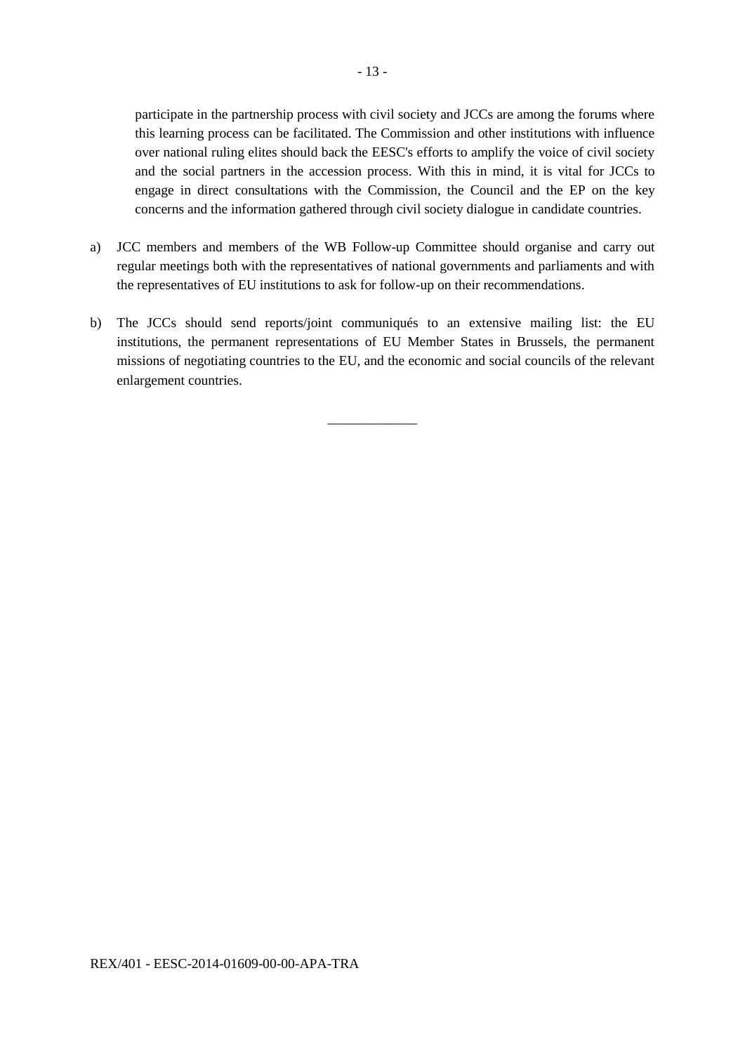participate in the partnership process with civil society and JCCs are among the forums where this learning process can be facilitated. The Commission and other institutions with influence over national ruling elites should back the EESC's efforts to amplify the voice of civil society and the social partners in the accession process. With this in mind, it is vital for JCCs to engage in direct consultations with the Commission, the Council and the EP on the key concerns and the information gathered through civil society dialogue in candidate countries.

a) JCC members and members of the WB Follow-up Committee should organise and carry out regular meetings both with the representatives of national governments and parliaments and with the representatives of EU institutions to ask for follow-up on their recommendations.

b) The JCCs should send reports/joint communiqués to an extensive mailing list: the EU institutions, the permanent representations of EU Member States in Brussels, the permanent missions of negotiating countries to the EU, and the economic and social councils of the relevant enlargement countries.

_____________